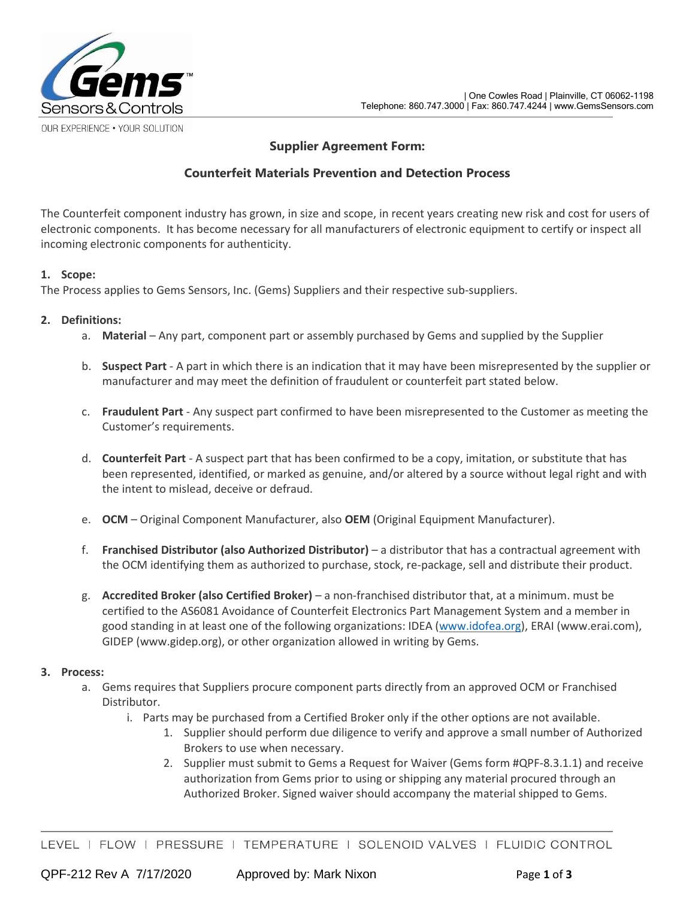| One Cowles Road | Plainville, CT 06062-1198
Telephone: 860.747.3000 | Fax: 860.747.4244 | www.GemsSensors.com

OUR EXPERIENCE • YOUR SOLUTION

## Supplier Agreement Form:

## Counterfeit Materials Prevention and Detection Process

The Counterfeit component industry has grown, in size and scope, in recent years creating new risk and cost for users of electronic components. It has become necessary for all manufacturers of electronic equipment to certify or inspect all incoming electronic components for authenticity.

**1. Scope:**

The Process applies to Gems Sensors, Inc. (Gems) Suppliers and their respective sub-suppliers.

**2. Definitions:**

a. **Material** – Any part, component part or assembly purchased by Gems and supplied by the Supplier

b. **Suspect Part** - A part in which there is an indication that it may have been misrepresented by the supplier or manufacturer and may meet the definition of fraudulent or counterfeit part stated below.

c. **Fraudulent Part** - Any suspect part confirmed to have been misrepresented to the Customer as meeting the Customer's requirements.

d. **Counterfeit Part** - A suspect part that has been confirmed to be a copy, imitation, or substitute that has been represented, identified, or marked as genuine, and/or altered by a source without legal right and with the intent to mislead, deceive or defraud.

e. **OCM** – Original Component Manufacturer, also **OEM** (Original Equipment Manufacturer).

f. **Franchised Distributor (also Authorized Distributor)** – a distributor that has a contractual agreement with the OCM identifying them as authorized to purchase, stock, re-package, sell and distribute their product.

g. **Accredited Broker (also Certified Broker)** – a non-franchised distributor that, at a minimum. must be certified to the AS6081 Avoidance of Counterfeit Electronics Part Management System and a member in good standing in at least one of the following organizations: IDEA (www.idofea.org), ERAI (www.erai.com), GIDEP (www.gidep.org), or other organization allowed in writing by Gems.

**3. Process:**

a. Gems requires that Suppliers procure component parts directly from an approved OCM or Franchised Distributor.

   i. Parts may be purchased from a Certified Broker only if the other options are not available.

      1. Supplier should perform due diligence to verify and approve a small number of Authorized Brokers to use when necessary.
      2. Supplier must submit to Gems a Request for Waiver (Gems form #QPF-8.3.1.1) and receive authorization from Gems prior to using or shipping any material procured through an Authorized Broker. Signed waiver should accompany the material shipped to Gems.

LEVEL | FLOW | PRESSURE | TEMPERATURE | SOLENOID VALVES | FLUIDIC CONTROL

QPF-212 Rev A 7/17/2020 Approved by: Mark Nixon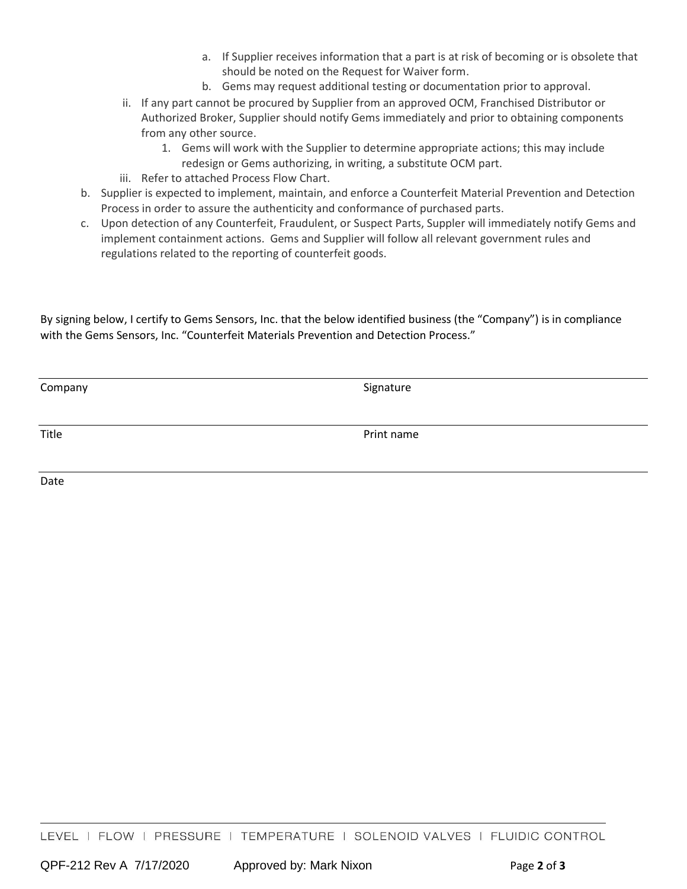a. If Supplier receives information that a part is at risk of becoming or is obsolete that should be noted on the Request for Waiver form.
b. Gems may request additional testing or documentation prior to approval.

ii. If any part cannot be procured by Supplier from an approved OCM, Franchised Distributor or Authorized Broker, Supplier should notify Gems immediately and prior to obtaining components from any other source.

1. Gems will work with the Supplier to determine appropriate actions; this may include redesign or Gems authorizing, in writing, a substitute OCM part.

iii. Refer to attached Process Flow Chart.

b. Supplier is expected to implement, maintain, and enforce a Counterfeit Material Prevention and Detection Process in order to assure the authenticity and conformance of purchased parts.

c. Upon detection of any Counterfeit, Fraudulent, or Suspect Parts, Suppler will immediately notify Gems and implement containment actions. Gems and Supplier will follow all relevant government rules and regulations related to the reporting of counterfeit goods.

By signing below, I certify to Gems Sensors, Inc. that the below identified business (the "Company") is in compliance with the Gems Sensors, Inc. "Counterfeit Materials Prevention and Detection Process."

| | |
|---|---|
| Company | Signature |
| Title | Print name |
| Date | |

LEVEL | FLOW | PRESSURE | TEMPERATURE | SOLENOID VALVES | FLUIDIC CONTROL

QPF-212 Rev A 7/17/2020 Approved by: Mark Nixon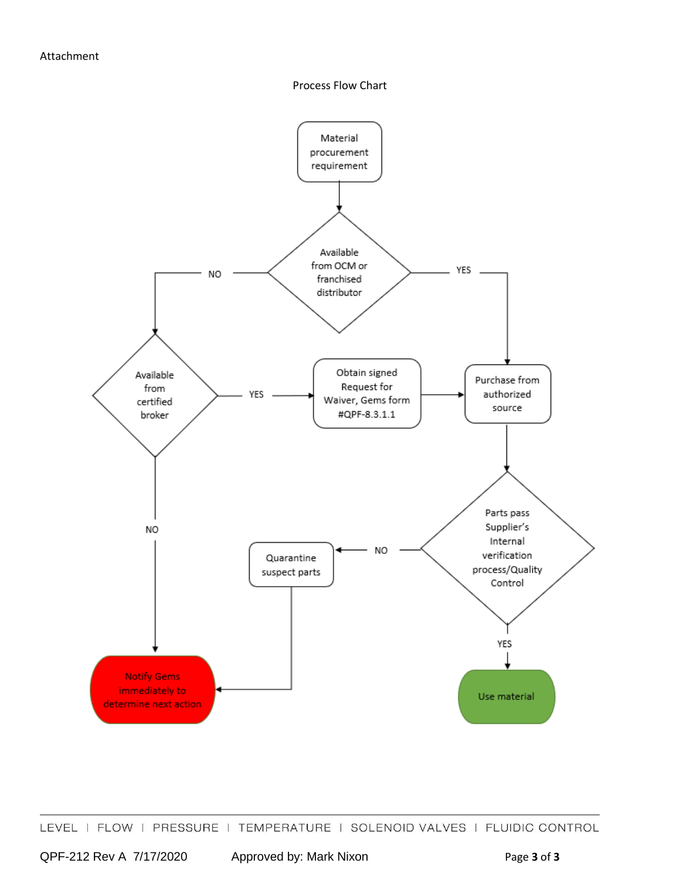Attachment

Process Flow Chart

Material procurement requirement

Available from OCM or franchised distributor

NO

YES

Available from certified broker

YES

Obtain signed Request for Waiver, Gems form #QPF-8.3.1.1

Purchase from authorized source

NO

Parts pass Supplier's Internal verification process/Quality Control

NO

Quarantine suspect parts

YES

Notify Gems immediately to determine next action

Use material

LEVEL | FLOW | PRESSURE | TEMPERATURE | SOLENOID VALVES | FLUIDIC CONTROL

QPF-212 Rev A 7/17/2020 Approved by: Mark Nixon